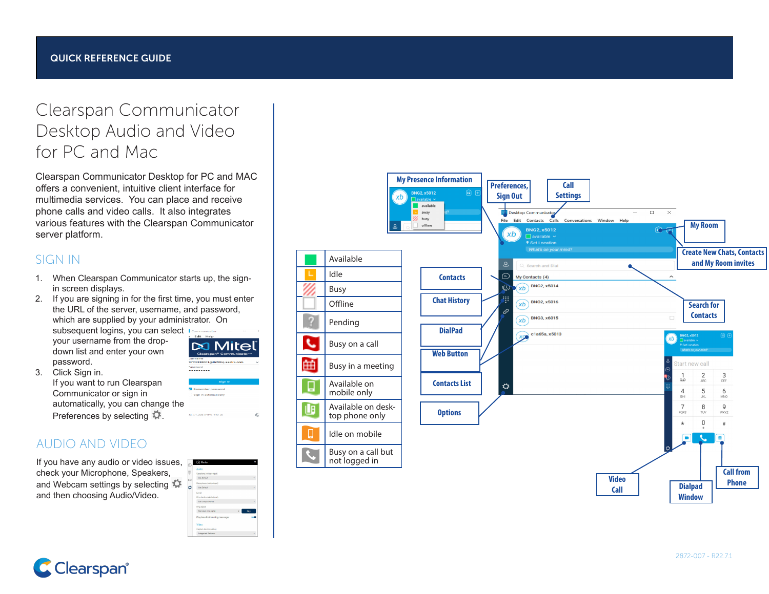QUICK REFERENCE GUIDE

# Clearspan Communicator Desktop Audio and Video for PC and Mac

Clearspan Communicator Desktop for PC and MAC offers a convenient, intuitive client interface for multimedia services. You can place and receive phone calls and video calls. It also integrates various features with the Clearspan Communicator server platform.

## SIGN IN

1. When Clearspan Communicator starts up, the sign-in screen displays.
2. If you are signing in for the first time, you must enter the URL of the server, username, and password, which are supplied by your administrator. On subsequent logins, you can select your username from the drop-down list and enter your own password.
3. Click Sign in.
   If you want to run Clearspan Communicator or sign in automatically, you can change the Preferences by selecting ⚙.

## AUDIO AND VIDEO

If you have any audio or video issues, check your Microphone, Speakers, and Webcam settings by selecting ⚙ and then choosing Audio/Video.

| Icon | Status |
|---|---|
| | Available |
| | Idle |
| | Busy |
| | Offline |
| | Pending |
| | Busy on a call |
| | Busy in a meeting |
| | Available on mobile only |
| | Available on desk-top phone only |
| | Idle on mobile |
| | Busy on a call but not logged in |

My Presence Information

Preferences, Sign Out

Call Settings

My Room

Create New Chats, Contacts and My Room invites

Search for Contacts

Contacts

Chat History

DialPad

Web Button

Contacts List

Options

Video Call

Dialpad Window

Call from Phone

2872-007 - R22.7.1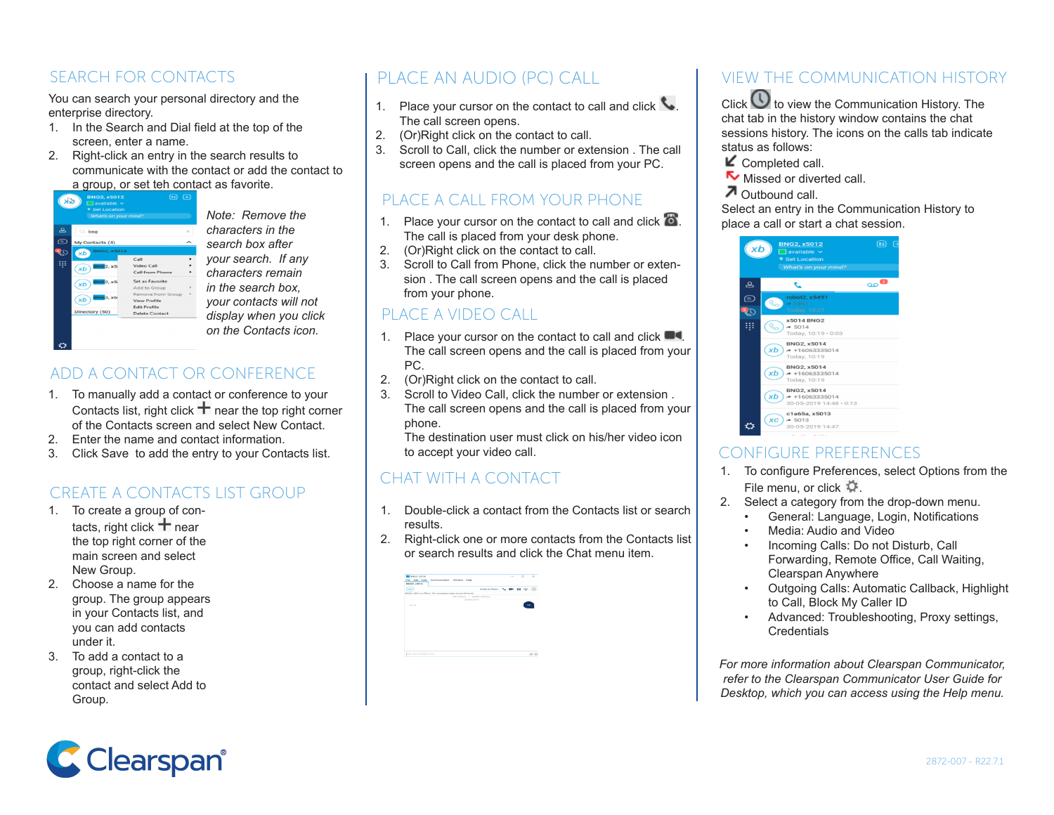## SEARCH FOR CONTACTS

You can search your personal directory and the enterprise directory.

1. In the Search and Dial field at the top of the screen, enter a name.
2. Right-click an entry in the search results to communicate with the contact or add the contact to a group, or set teh contact as favorite.

*Note: Remove the characters in the search box after your search. If any characters remain in the search box, your contacts will not display when you click on the Contacts icon.*

## ADD A CONTACT OR CONFERENCE

1. To manually add a contact or conference to your Contacts list, right click + near the top right corner of the Contacts screen and select New Contact.
2. Enter the name and contact information.
3. Click Save to add the entry to your Contacts list.

## CREATE A CONTACTS LIST GROUP

1. To create a group of contacts, right click + near the top right corner of the main screen and select New Group.
2. Choose a name for the group. The group appears in your Contacts list, and you can add contacts under it.
3. To add a contact to a group, right-click the contact and select Add to Group.

## PLACE AN AUDIO (PC) CALL

1. Place your cursor on the contact to call and click . The call screen opens.
2. (Or)Right click on the contact to call.
3. Scroll to Call, click the number or extension . The call screen opens and the call is placed from your PC.

## PLACE A CALL FROM YOUR PHONE

1. Place your cursor on the contact to call and click . The call is placed from your desk phone.
2. (Or)Right click on the contact to call.
3. Scroll to Call from Phone, click the number or extension. The call screen opens and the call is placed from your phone.

## PLACE A VIDEO CALL

1. Place your cursor on the contact to call and click . The call screen opens and the call is placed from your PC.
2. (Or)Right click on the contact to call.
3. Scroll to Video Call, click the number or extension . The call screen opens and the call is placed from your phone. The destination user must click on his/her video icon to accept your video call.

## CHAT WITH A CONTACT

1. Double-click a contact from the Contacts list or search results.
2. Right-click one or more contacts from the Contacts list or search results and click the Chat menu item.

## VIEW THE COMMUNICATION HISTORY

Click  to view the Communication History. The chat tab in the history window contains the chat sessions history. The icons on the calls tab indicate status as follows:

- Completed call.
- Missed or diverted call.
- Outbound call.

Select an entry in the Communication History to place a call or start a chat session.

## CONFIGURE PREFERENCES

1. To configure Preferences, select Options from the File menu, or click .
2. Select a category from the drop-down menu.
   - General: Language, Login, Notifications
   - Media: Audio and Video
   - Incoming Calls: Do not Disturb, Call Forwarding, Remote Office, Call Waiting, Clearspan Anywhere
   - Outgoing Calls: Automatic Callback, Highlight to Call, Block My Caller ID
   - Advanced: Troubleshooting, Proxy settings, Credentials

*For more information about Clearspan Communicator, refer to the Clearspan Communicator User Guide for Desktop, which you can access using the Help menu.*

Clearspan®

2872-007 - R22.7.1